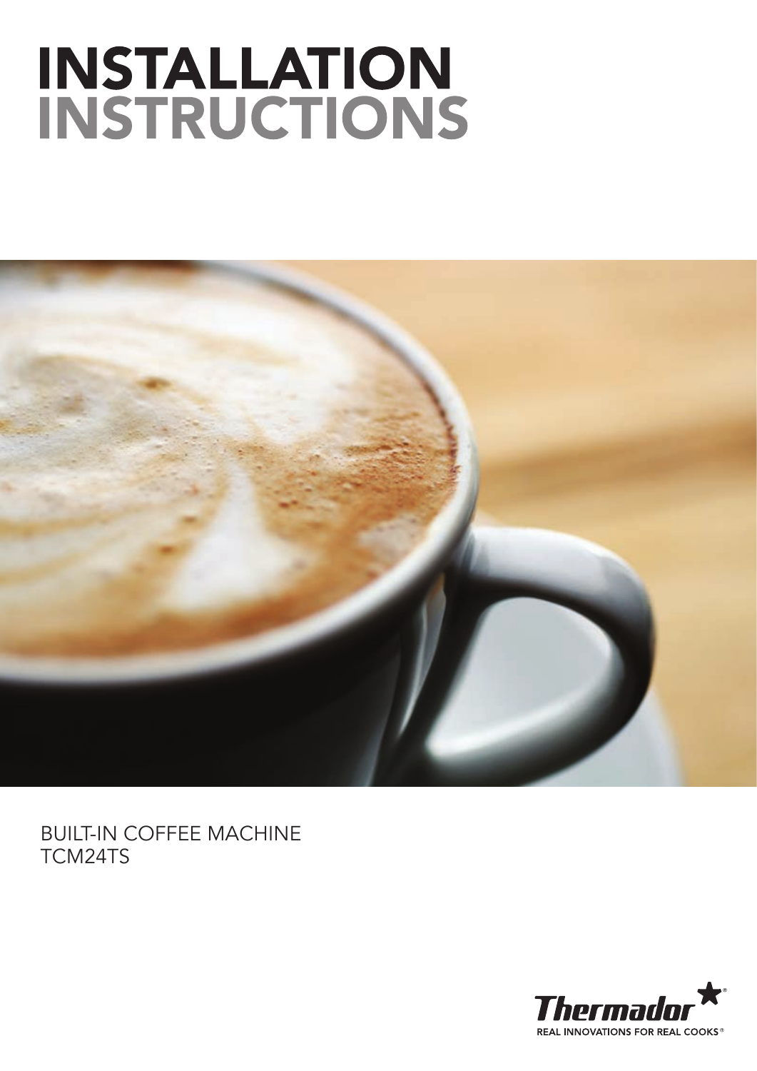# INSTALLATION INSTRUCTIONS

BUILT-IN COFFEE MACHINE
TCM24TS

Thermador®

REAL INNOVATIONS FOR REAL COOKS®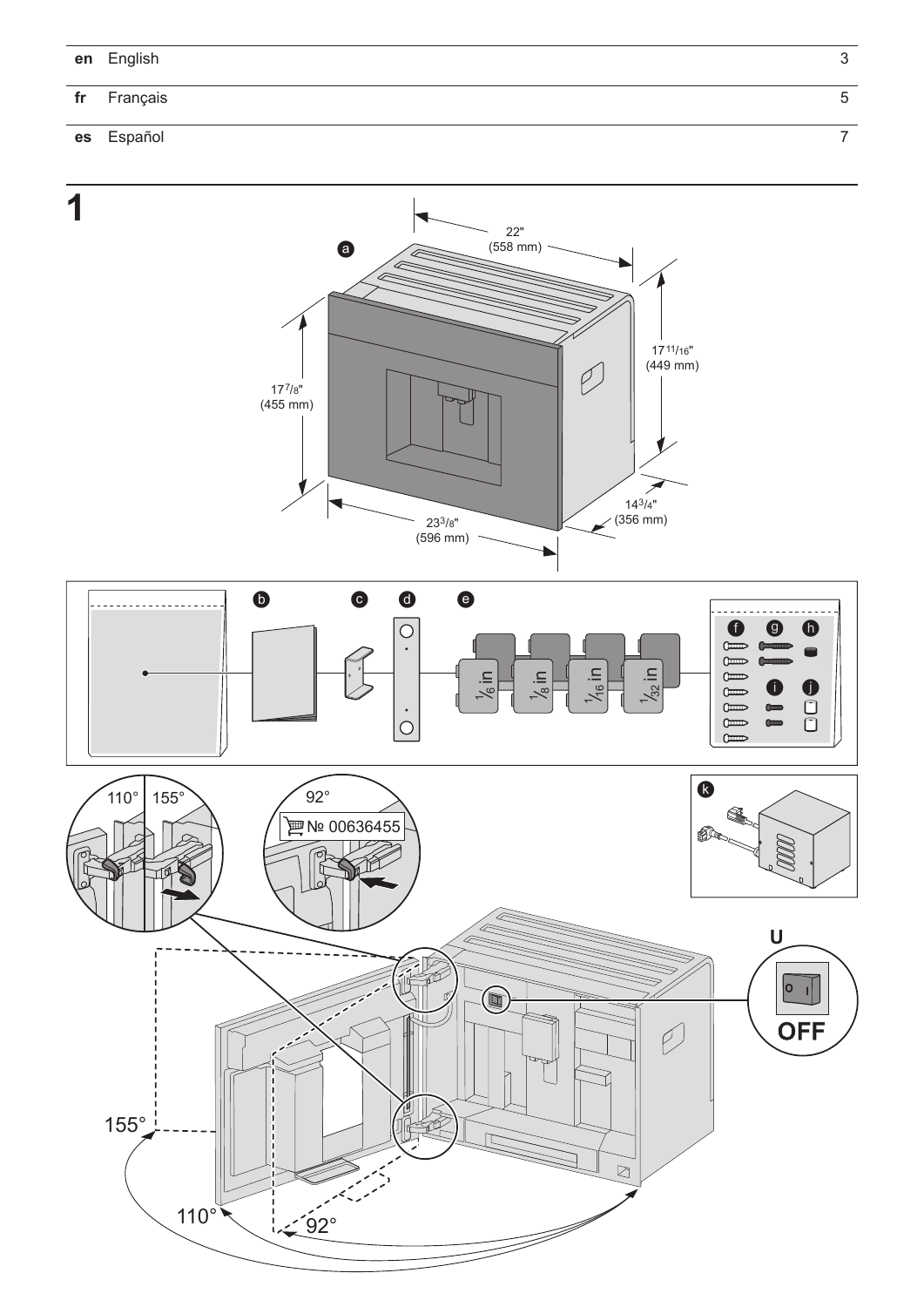| | | |
|---|---|---|
| **en** | English | 3 |
| **fr** | Français | 5 |
| **es** | Español | 7 |

# 1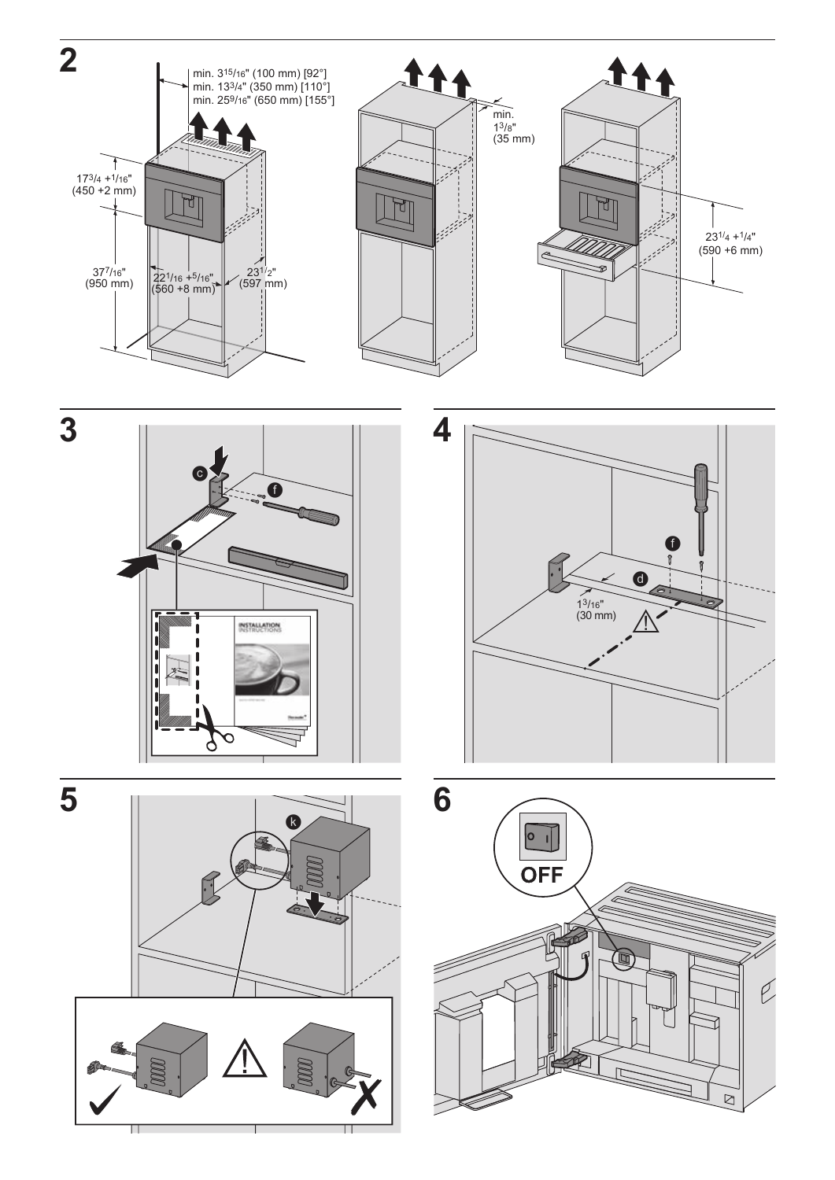## 2

min. 3<sup>15</sup>/16" (100 mm) [92°]
min. 13¾" (350 mm) [110°]
min. 25<sup>9</sup>/16" (650 mm) [155°]

17¾ +1/16" (450 +2 mm)

37 7/16" (950 mm)

22 1/16 +5/16" (560 +8 mm)

23½" (597 mm)

min. 1⅜" (35 mm)

23¼ +¼" (590 +6 mm)

## 3

c

f

INSTALLATION INSTRUCTIONS

## 4

f

d

1 3/16" (30 mm)

## 5

k

## 6

OFF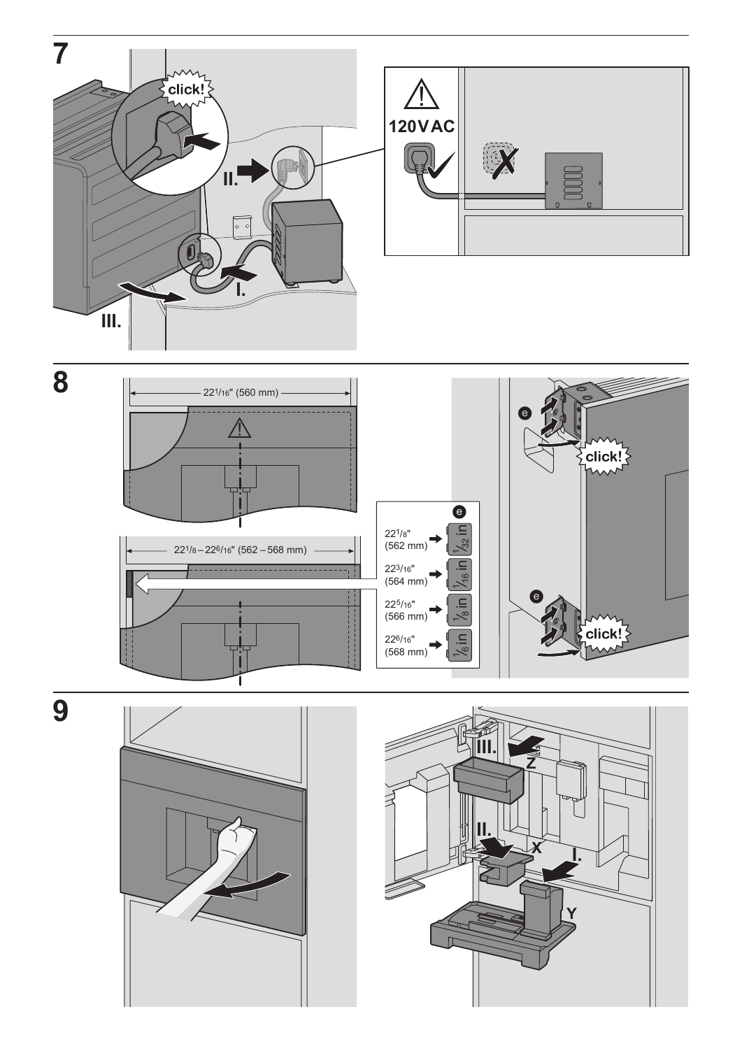# 7

click!

II.

I.

III.

120 V AC

# 8

$22^{1}/_{16}$" (560 mm)

$22^{1}/_{8}$ – $22^{6}/_{16}$" (562 – 568 mm)

e

| | |
|---|---|
| $22^{1}/_{8}$" (562 mm) | $^{1}/_{32}$ in |
| $22^{3}/_{16}$" (564 mm) | $^{1}/_{16}$ in |
| $22^{5}/_{16}$" (566 mm) | $^{1}/_{8}$ in |
| $22^{6}/_{16}$" (568 mm) | $^{1}/_{6}$ in |

click!

click!

# 9

III.

Z

II.

X

I.

Y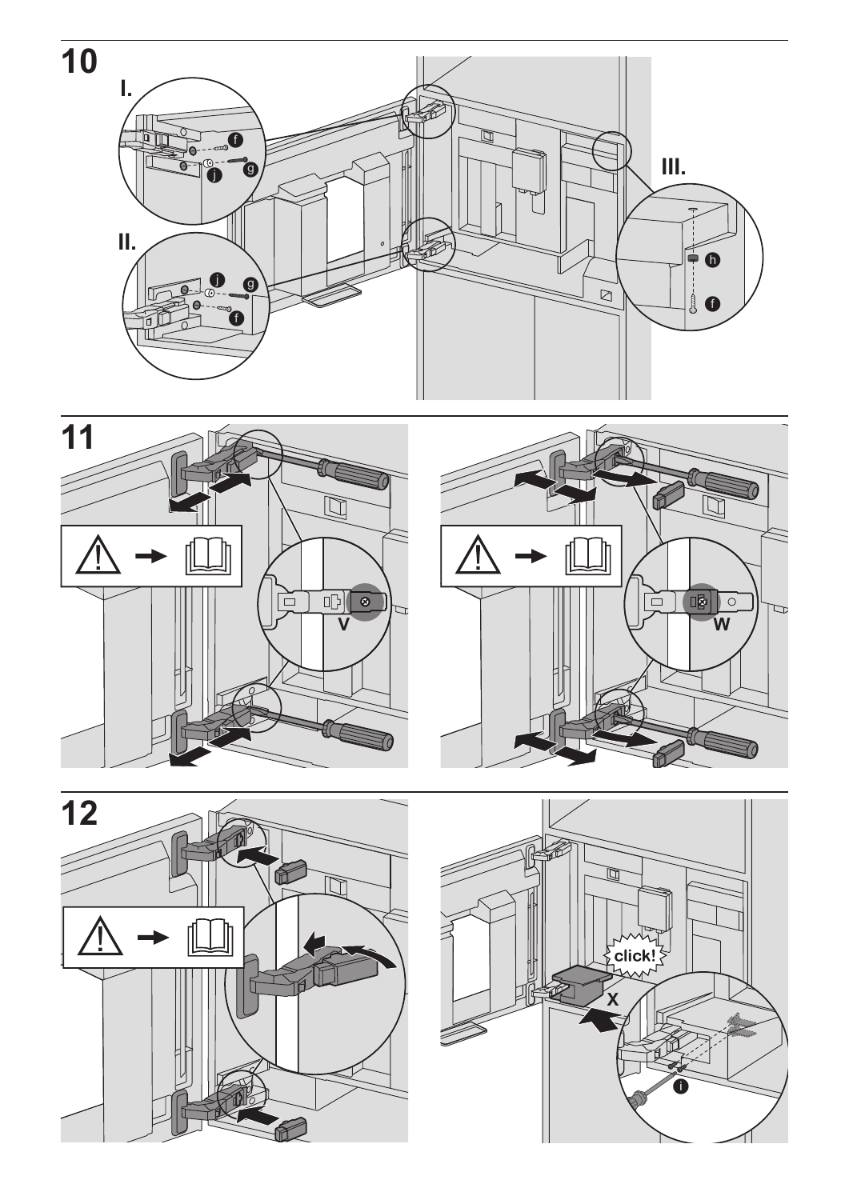**10**

**11**

**12**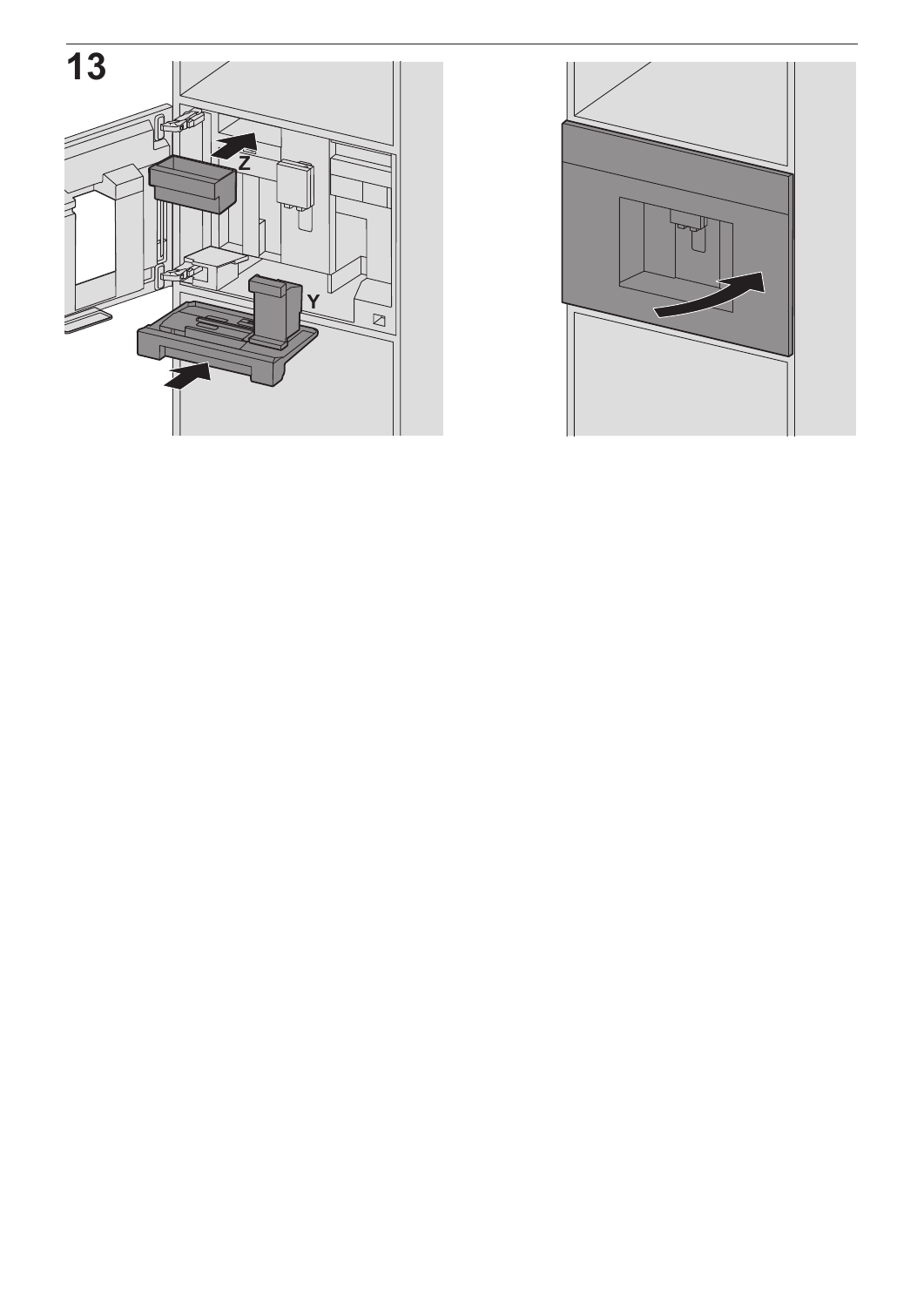**13**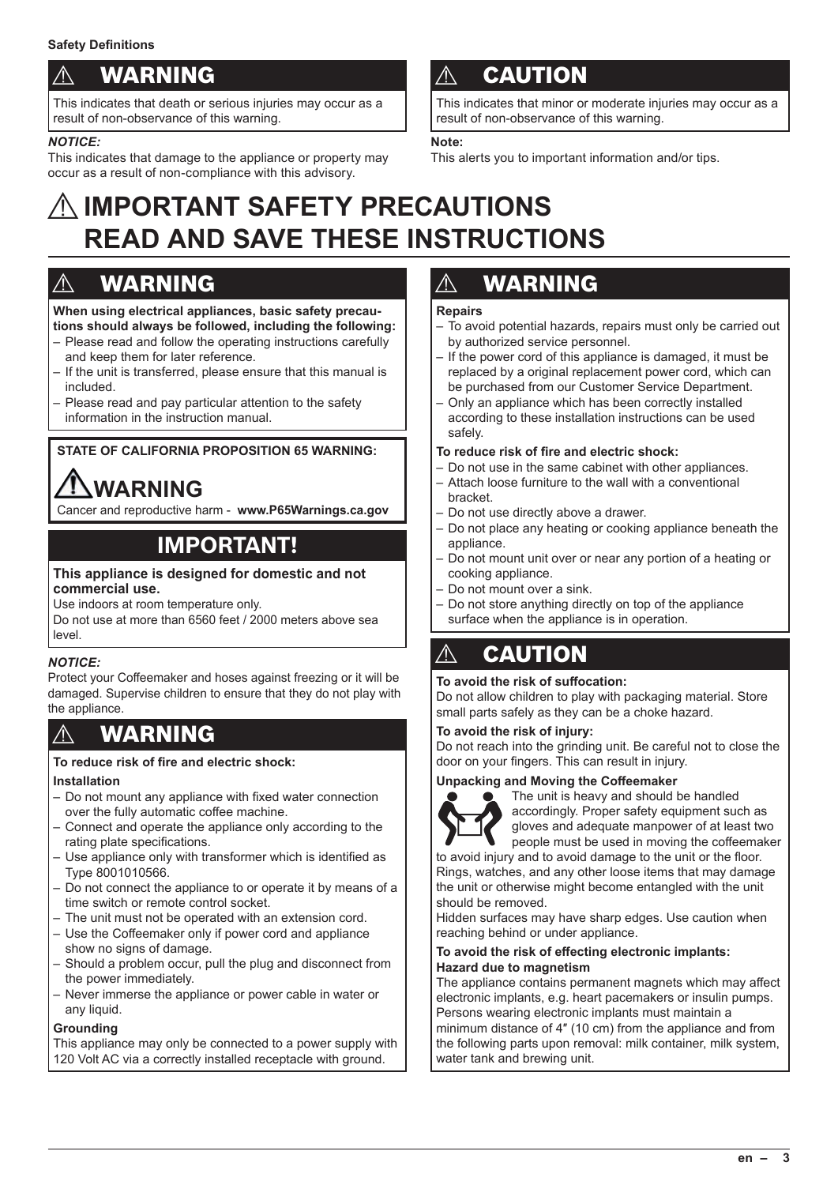**Safety Definitions**

## ⚠ WARNING

This indicates that death or serious injuries may occur as a result of non-observance of this warning.

***NOTICE:***

This indicates that damage to the appliance or property may occur as a result of non-compliance with this advisory.

## ⚠ CAUTION

This indicates that minor or moderate injuries may occur as a result of non-observance of this warning.

**Note:**

This alerts you to important information and/or tips.

# ⚠ IMPORTANT SAFETY PRECAUTIONS READ AND SAVE THESE INSTRUCTIONS

## ⚠ WARNING

**When using electrical appliances, basic safety precautions should always be followed, including the following:**

- Please read and follow the operating instructions carefully and keep them for later reference.
- If the unit is transferred, please ensure that this manual is included.
- Please read and pay particular attention to the safety information in the instruction manual.

**STATE OF CALIFORNIA PROPOSITION 65 WARNING:**

## ⚠WARNING

Cancer and reproductive harm - **www.P65Warnings.ca.gov**

## IMPORTANT!

**This appliance is designed for domestic and not commercial use.**

Use indoors at room temperature only.

Do not use at more than 6560 feet / 2000 meters above sea level.

***NOTICE:***

Protect your Coffeemaker and hoses against freezing or it will be damaged. Supervise children to ensure that they do not play with the appliance.

## ⚠ WARNING

**To reduce risk of fire and electric shock:**

**Installation**

- Do not mount any appliance with fixed water connection over the fully automatic coffee machine.
- Connect and operate the appliance only according to the rating plate specifications.
- Use appliance only with transformer which is identified as Type 8001010566.
- Do not connect the appliance to or operate it by means of a time switch or remote control socket.
- The unit must not be operated with an extension cord.
- Use the Coffeemaker only if power cord and appliance show no signs of damage.
- Should a problem occur, pull the plug and disconnect from the power immediately.
- Never immerse the appliance or power cable in water or any liquid.

**Grounding**

This appliance may only be connected to a power supply with 120 Volt AC via a correctly installed receptacle with ground.

## ⚠ WARNING

**Repairs**

- To avoid potential hazards, repairs must only be carried out by authorized service personnel.
- If the power cord of this appliance is damaged, it must be replaced by a original replacement power cord, which can be purchased from our Customer Service Department.
- Only an appliance which has been correctly installed according to these installation instructions can be used safely.

**To reduce risk of fire and electric shock:**

- Do not use in the same cabinet with other appliances.
- Attach furniture to the wall with a conventional bracket.
- Do not use directly above a drawer.
- Do not place any heating or cooking appliance beneath the appliance.
- Do not mount unit over or near any portion of a heating or cooking appliance.
- Do not mount over a sink.
- Do not store anything directly on top of the appliance surface when the appliance is in operation.

## ⚠ CAUTION

**To avoid the risk of suffocation:**

Do not allow children to play with packaging material. Store small parts safely as they can be a choke hazard.

**To avoid the risk of injury:**

Do not reach into the grinding unit. Be careful not to close the door on your fingers. This can result in injury.

**Unpacking and Moving the Coffeemaker**

The unit is heavy and should be handled accordingly. Proper safety equipment such as gloves and adequate manpower of at least two people must be used in moving the coffeemaker to avoid injury and to avoid damage to the unit or the floor. Rings, watches, and any other loose items that may damage the unit or otherwise might become entangled with the unit should be removed.

Hidden surfaces may have sharp edges. Use caution when reaching behind or under appliance.

**To avoid the risk of effecting electronic implants:**
**Hazard due to magnetism**

The appliance contains permanent magnets which may affect electronic implants, e.g. heart pacemakers or insulin pumps. Persons wearing electronic implants must maintain a minimum distance of 4″ (10 cm) from the appliance and from the following parts upon removal: milk container, milk system, water tank and brewing unit.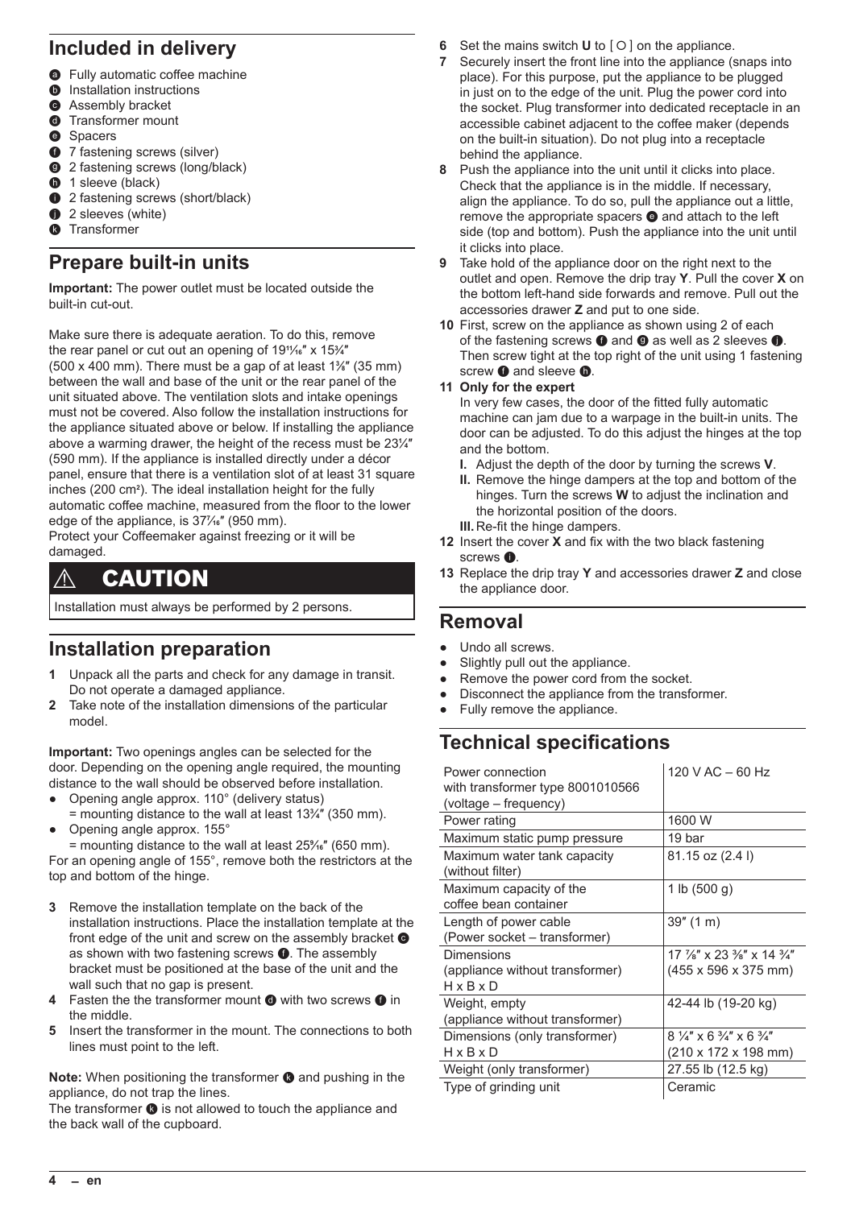## Included in delivery

- a Fully automatic coffee machine
- b Installation instructions
- c Assembly bracket
- d Transformer mount
- e Spacers
- f 7 fastening screws (silver)
- g 2 fastening screws (long/black)
- h 1 sleeve (black)
- i 2 fastening screws (short/black)
- j 2 sleeves (white)
- k Transformer

## Prepare built-in units

**Important:** The power outlet must be located outside the built-in cut-out.

Make sure there is adequate aeration. To do this, remove the rear panel or cut out an opening of 19¹¹⁄₁₆″ x 15¾″ (500 x 400 mm). There must be a gap of at least 1⅜″ (35 mm) between the wall and base of the unit or the rear panel of the unit situated above. The ventilation slots and intake openings must not be covered. Also follow the installation instructions for the appliance situated above or below. If installing the appliance above a warming drawer, the height of the recess must be 23¼″ (590 mm). If the appliance is installed directly under a décor panel, ensure that there is a ventilation slot of at least 31 square inches (200 cm²). The ideal installation height for the fully automatic coffee machine, measured from the floor to the lower edge of the appliance, is 37⁷⁄₁₆″ (950 mm).
Protect your Coffeemaker against freezing or it will be damaged.

## ⚠ CAUTION

Installation must always be performed by 2 persons.

## Installation preparation

1 Unpack all the parts and check for any damage in transit. Do not operate a damaged appliance.
2 Take note of the installation dimensions of the particular model.

**Important:** Two openings angles can be selected for the door. Depending on the opening angle required, the mounting distance to the wall should be observed before installation.

- Opening angle approx. 110° (delivery status) = mounting distance to the wall at least 13¾″ (350 mm).
- Opening angle approx. 155° = mounting distance to the wall at least 25⁹⁄₁₆″ (650 mm).

For an opening angle of 155°, remove both the restrictors at the top and bottom of the hinge.

3 Remove the installation template on the back of the installation instructions. Place the installation template at the front edge of the unit and screw on the assembly bracket c as shown with two fastening screws f. The assembly bracket must be positioned at the base of the unit and the wall such that no gap is present.
4 Fasten the the transformer mount d with two screws f in the middle.
5 Insert the transformer in the mount. The connections to both lines must point to the left.

**Note:** When positioning the transformer k and pushing in the appliance, do not trap the lines.
The transformer k is not allowed to touch the appliance and the back wall of the cupboard.

6 Set the mains switch **U** to [ O ] on the appliance.
7 Securely insert the front line into the appliance (snaps into place). For this purpose, put the appliance to be plugged in just on to the edge of the unit. Plug the power cord into the socket. Plug transformer into dedicated receptacle in an accessible cabinet adjacent to the coffee maker (depends on the built-in situation). Do not plug into a receptacle behind the appliance.
8 Push the appliance into the unit until it clicks into place. Check that the appliance is in the middle. If necessary, align the appliance. To do so, pull the appliance out a little, remove the appropriate spacers e and attach to the left side (top and bottom). Push the appliance into the unit until it clicks into place.
9 Take hold of the appliance door on the right next to the outlet and open. Remove the drip tray **Y**. Pull the cover **X** on the bottom left-hand side forwards and remove. Pull out the accessories drawer **Z** and put to one side.
10 First, screw on the appliance as shown using 2 of each of the fastening screws f and g as well as 2 sleeves j. Then screw tight at the top right of the unit using 1 fastening screw f and sleeve h.
11 **Only for the expert**
In very few cases, the door of the fitted fully automatic machine can jam due to a warpage in the built-in units. The door can be adjusted. To do this adjust the hinges at the top and the bottom.
   - **I.** Adjust the depth of the door by turning the screws **V**.
   - **II.** Remove the hinge dampers at the top and bottom of the hinges. Turn the screws **W** to adjust the inclination and the horizontal position of the doors.
   - **III.** Re-fit the hinge dampers.
12 Insert the cover **X** and fix with the two black fastening screws i.
13 Replace the drip tray **Y** and accessories drawer **Z** and close the appliance door.

## Removal

- Undo all screws.
- Slightly pull out the appliance.
- Remove the power cord from the socket.
- Disconnect the appliance from the transformer.
- Fully remove the appliance.

## Technical specifications

| | |
|---|---|
| Power connection with transformer type 8001010566 (voltage – frequency) | 120 V AC – 60 Hz |
| Power rating | 1600 W |
| Maximum static pump pressure | 19 bar |
| Maximum water tank capacity (without filter) | 81.15 oz (2.4 l) |
| Maximum capacity of the coffee bean container | 1 lb (500 g) |
| Length of power cable (Power socket – transformer) | 39″ (1 m) |
| Dimensions (appliance without transformer) H x B x D | 17 ⅞″ x 23 ⅜″ x 14 ¾″ (455 x 596 x 375 mm) |
| Weight, empty (appliance without transformer) | 42-44 lb (19-20 kg) |
| Dimensions (only transformer) H x B x D | 8 ¼″ x 6 ¾″ x 6 ¾″ (210 x 172 x 198 mm) |
| Weight (only transformer) | 27.55 lb (12.5 kg) |
| Type of grinding unit | Ceramic |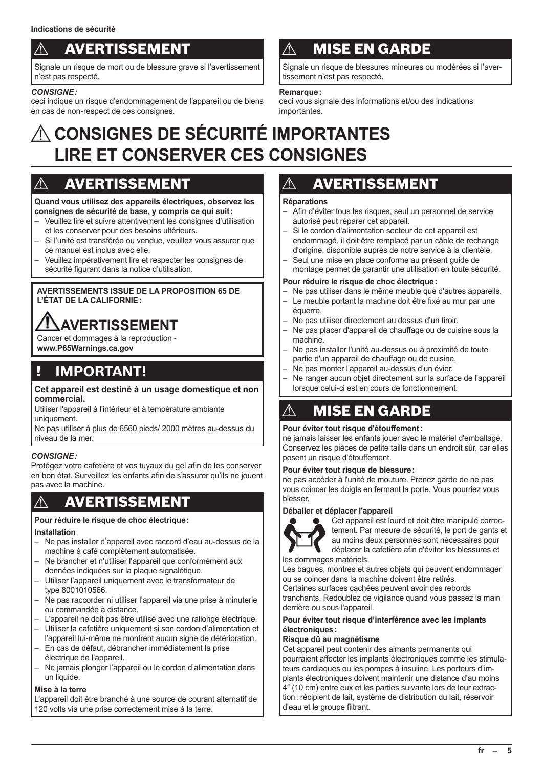**Indications de sécurité**

## ⚠ AVERTISSEMENT

Signale un risque de mort ou de blessure grave si l'avertissement n'est pas respecté.

***CONSIGNE :***
ceci indique un risque d'endommagement de l'appareil ou de biens en cas de non-respect de ces consignes.

## ⚠ MISE EN GARDE

Signale un risque de blessures mineures ou modérées si l'avertissement n'est pas respecté.

**Remarque :**
ceci vous signale des informations et/ou des indications importantes.

# ⚠ CONSIGNES DE SÉCURITÉ IMPORTANTES LIRE ET CONSERVER CES CONSIGNES

## ⚠ AVERTISSEMENT

**Quand vous utilisez des appareils électriques, observez les consignes de sécurité de base, y compris ce qui suit :**

- Veuillez lire et suivre attentivement les consignes d'utilisation et les conserver pour des besoins ultérieurs.
- Si l'unité est transférée ou vendue, veuillez vous assurer que ce manuel est inclus avec elle.
- Veuillez impérativement lire et respecter les consignes de sécurité figurant dans la notice d'utilisation.

**AVERTISSEMENTS ISSUE DE LA PROPOSITION 65 DE L'ÉTAT DE LA CALIFORNIE :**

## ⚠ AVERTISSEMENT

Cancer et dommages à la reproduction -
**www.P65Warnings.ca.gov**

## ! IMPORTANT!

**Cet appareil est destiné à un usage domestique et non commercial.**
Utiliser l'appareil à l'intérieur et à température ambiante uniquement.
Ne pas utiliser à plus de 6560 pieds/ 2000 mètres au-dessus du niveau de la mer.

***CONSIGNE :***
Protégez votre cafetière et vos tuyaux du gel afin de les conserver en bon état. Surveillez les enfants afin de s'assurer qu'ils ne jouent pas avec la machine.

## ⚠ AVERTISSEMENT

**Pour réduire le risque de choc électrique :**

**Installation**

- Ne pas installer d'appareil avec raccord d'eau au-dessus de la machine à café complètement automatisée.
- Ne brancher et n'utiliser l'appareil que conformément aux données indiquées sur la plaque signalétique.
- Utiliser l'appareil uniquement avec le transformateur de type 8001010566.
- Ne pas raccorder ni utiliser l'appareil via une prise à minuterie ou commandée à distance.
- L'appareil ne doit pas être utilisé avec une rallonge électrique.
- Utiliser la cafetière uniquement si son cordon d'alimentation et l'appareil lui-même ne montrent aucun signe de détérioration.
- En cas de défaut, débrancher immédiatement la prise électrique de l'appareil.
- Ne jamais plonger l'appareil ou le cordon d'alimentation dans un liquide.

**Mise à la terre**
L'appareil doit être branché à une source de courant alternatif de 120 volts via une prise correctement mise à la terre.

## ⚠ AVERTISSEMENT

**Réparations**

- Afin d'éviter tous les risques, seul un personnel de service autorisé peut réparer cet appareil.
- Si le cordon d'alimentation secteur de cet appareil est endommagé, il doit être remplacé par un câble de rechange d'origine, disponible auprès de notre service à la clientèle.
- Seul une mise en place conforme au présent guide de montage permet de garantir une utilisation en toute sécurité.

**Pour réduire le risque de choc électrique :**

- Ne pas utiliser dans le même meuble que d'autres appareils.
- Le meuble portant la machine doit être fixé au mur par une équerre.
- Ne pas utiliser directement au dessus d'un tiroir.
- Ne pas placer d'appareil de chauffage ou de cuisine sous la machine.
- Ne pas installer l'unité au-dessus ou à proximité de toute partie d'un appareil de chauffage ou de cuisine.
- Ne pas monter l'appareil au-dessus d'un évier.
- Ne ranger aucun objet directement sur la surface de l'appareil lorsque celui-ci est en cours de fonctionnement.

## ⚠ MISE EN GARDE

**Pour éviter tout risque d'étouffement :**
ne jamais laisser les enfants jouer avec le matériel d'emballage. Conservez les pièces de petite taille dans un endroit sûr, car elles posent un risque d'étouffement.

**Pour éviter tout risque de blessure :**
ne pas accéder à l'unité de mouture. Prenez garde de ne pas vous coincer les doigts en fermant la porte. Vous pourriez vous blesser.

**Déballer et déplacer l'appareil**
Cet appareil est lourd et doit être manipulé correctement. Par mesure de sécurité, le port de gants et au moins deux personnes sont nécessaires pour déplacer la cafetière afin d'éviter les blessures et les dommages matériels.
Les bagues, montres et autres objets qui peuvent endommager ou se coincer dans la machine doivent être retirés.
Certaines surfaces cachées peuvent avoir des rebords tranchants. Redoublez de vigilance quand vous passez la main derrière ou sous l'appareil.

**Pour éviter tout risque d'interférence avec les implants électroniques :**

**Risque dû au magnétisme**
Cet appareil peut contenir des aimants permanents qui pourraient affecter les implants électroniques comme les stimulateurs cardiaques ou les pompes à insuline. Les porteurs d'implants électroniques doivent maintenir une distance d'au moins 4″ (10 cm) entre eux et les parties suivante lors de leur extraction : récipient de lait, système de distribution du lait, réservoir d'eau et le groupe filtrant.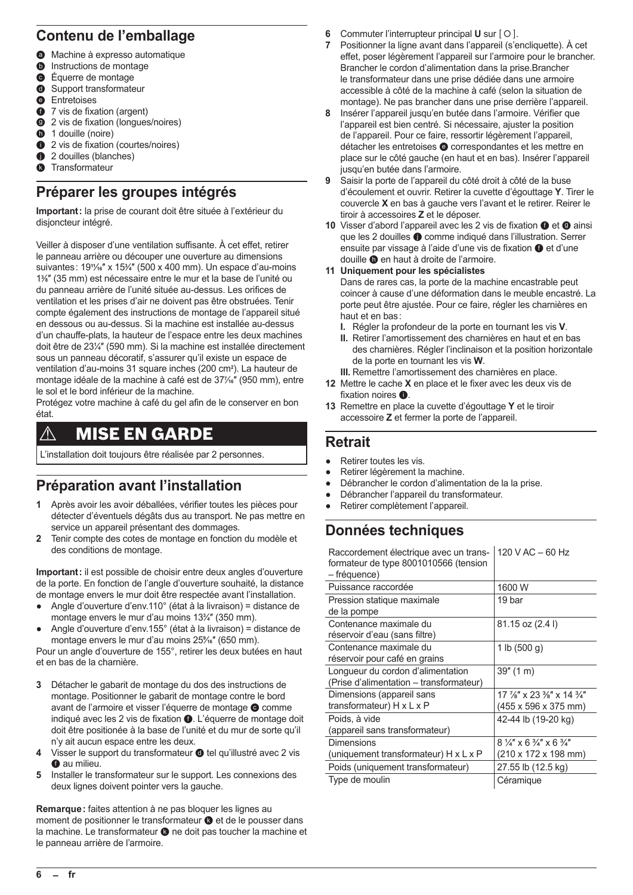## Contenu de l'emballage

- ⓐ Machine à expresso automatique
- ⓑ Instructions de montage
- ⓒ Équerre de montage
- ⓓ Support transformateur
- ⓔ Entretoises
- ⓕ 7 vis de fixation (argent)
- ⓖ 2 vis de fixation (longues/noires)
- ⓗ 1 douille (noire)
- ⓘ 2 vis de fixation (courtes/noires)
- ⓙ 2 douilles (blanches)
- ⓚ Transformateur

## Préparer les groupes intégrés

**Important :** la prise de courant doit être située à l'extérieur du disjoncteur intégré.

Veiller à disposer d'une ventilation suffisante. À cet effet, retirer le panneau arrière ou découper une ouverture au dimensions suivantes : 19¹¹⁄₁₆″ x 15¾″ (500 x 400 mm). Un espace d'au-moins 1⅜″ (35 mm) est nécessaire entre le mur et la base de l'unité ou du panneau arrière de l'unité située au-dessus. Les orifices de ventilation et les prises d'air ne doivent pas être obstruées. Tenir compte également des instructions de montage de l'appareil situé en dessous ou au-dessus. Si la machine est installée au-dessus d'un chauffe-plats, la hauteur de l'espace entre les deux machines doit être de 23¼″ (590 mm). Si la machine est installée directement sous un panneau décoratif, s'assurer qu'il existe un espace de ventilation d'au-moins 31 square inches (200 cm²). La hauteur de montage idéale de la machine à café est de 37⁷⁄₁₆″ (950 mm), entre le sol et le bord inférieur de la machine.

Protégez votre machine à café du gel afin de le conserver en bon état.

## ⚠ MISE EN GARDE

L'installation doit toujours être réalisée par 2 personnes.

## Préparation avant l'installation

1 Après avoir les avoir déballées, vérifier toutes les pièces pour détecter d'éventuels dégâts dus au transport. Ne pas mettre en service un appareil présentant des dommages.

2 Tenir compte des cotes de montage en fonction du modèle et des conditions de montage.

**Important :** il est possible de choisir entre deux angles d'ouverture de la porte. En fonction de l'angle d'ouverture souhaité, la distance de montage envers le mur doit être respectée avant l'installation.

- Angle d'ouverture d'env.110° (état à la livraison) = distance de montage envers le mur d'au moins 13¾″ (350 mm).
- Angle d'ouverture d'env.155° (état à la livraison) = distance de montage envers le mur d'au moins 25⁵⁄₁₆″ (650 mm).

Pour un angle d'ouverture de 155°, retirer les deux butées en haut et en bas de la charnière.

3 Détacher le gabarit de montage du dos des instructions de montage. Positionner le gabarit de montage contre le bord avant de l'armoire et visser l'équerre de montage ⓒ comme indiqué avec les 2 vis de fixation ⓕ. L'équerre de montage doit doit être positionée à la base de l'unité et du mur de sorte qu'il n'y ait aucun espace entre les deux.

4 Visser le support du transformateur ⓓ tel qu'illustré avec 2 vis ⓕ au milieu.

5 Installer le transformateur sur le support. Les connexions des deux lignes doivent pointer vers la gauche.

**Remarque :** faites attention à ne pas bloquer les lignes au moment de positionner le transformateur ⓚ et de le pousser dans la machine. Le transformateur ⓚ ne doit pas toucher la machine et le panneau arrière de l'armoire.

6 Commuter l'interrupteur principal **U** sur [ ○ ].

7 Positionner la ligne avant dans l'appareil (s'encliquette). À cet effet, poser légèrement l'appareil sur l'armoire pour le brancher. Brancher le cordon d'alimentation dans la prise.Brancher le transformateur dans une prise dédiée dans une armoire accessible à côté de la machine à café (selon la situation de montage). Ne pas brancher dans une prise derrière l'appareil.

8 Insérer l'appareil jusqu'en butée dans l'armoire. Vérifier que l'appareil est bien centré. Si nécessaire, ajuster la position de l'appareil. Pour ce faire, ressortir légèrement l'appareil, détacher les entretoises ⓔ correspondantes et les mettre en place sur le côté gauche (en haut et en bas). Insérer l'appareil jusqu'en butée dans l'armoire.

9 Saisir la porte de l'appareil du côté droit à côté de la buse d'écoulement et ouvrir. Retirer la cuvette d'égouttage **Y**. Tirer le couvercle **X** en bas à gauche vers l'avant et le retirer. Reirer le tiroir à accessoires **Z** et le déposer.

10 Visser d'abord l'appareil avec les 2 vis de fixation ⓕ et ⓖ ainsi que les 2 douilles ⓙ comme indiqué dans l'illustration. Serrer ensuite par vissage à l'aide d'une vis de fixation ⓕ et d'une douille ⓗ en haut à droite de l'armoire.

11 **Uniquement pour les spécialistes**

Dans de rares cas, la porte de la machine encastrable peut coincer à cause d'une déformation dans le meuble encastré. La porte peut être ajustée. Pour ce faire, régler les charnières en haut et en bas :

- **I.** Régler la profondeur de la porte en tournant les vis **V**.
- **II.** Retirer l'amortissement des charnières en haut et en bas des charnières. Régler l'inclinaison et la position horizontale de la porte en tournant les vis **W**.
- **III.** Remettre l'amortissement des charnières en place.

12 Mettre le cache **X** en place et le fixer avec les deux vis de fixation noires ⓘ.

13 Remettre en place la cuvette d'égouttage **Y** et le tiroir accessoire **Z** et fermer la porte de l'appareil.

## Retrait

- Retirer toutes les vis.
- Retirer légèrement la machine.
- Débrancher le cordon d'alimentation de la la prise.
- Débrancher l'appareil du transformateur.
- Retirer complètement l'appareil.

## Données techniques

| | |
|---|---|
| Raccordement électrique avec un transformateur de type 8001010566 (tension – fréquence) | 120 V AC – 60 Hz |
| Puissance raccordée | 1600 W |
| Pression statique maximale de la pompe | 19 bar |
| Contenance maximale du réservoir d'eau (sans filtre) | 81.15 oz (2.4 l) |
| Contenance maximale du réservoir pour café en grains | 1 lb (500 g) |
| Longueur du cordon d'alimentation (Prise d'alimentation – transformateur) | 39″ (1 m) |
| Dimensions (appareil sans transformateur) H x L x P | 17 ⅞″ x 23 ⅜″ x 14 ¾″ (455 x 596 x 375 mm) |
| Poids, à vide (appareil sans transformateur) | 42-44 lb (19-20 kg) |
| Dimensions (uniquement transformateur) H x L x P | 8 ¼″ x 6 ¾″ x 6 ¾″ (210 x 172 x 198 mm) |
| Poids (uniquement transformateur) | 27.55 lb (12.5 kg) |
| Type de moulin | Céramique |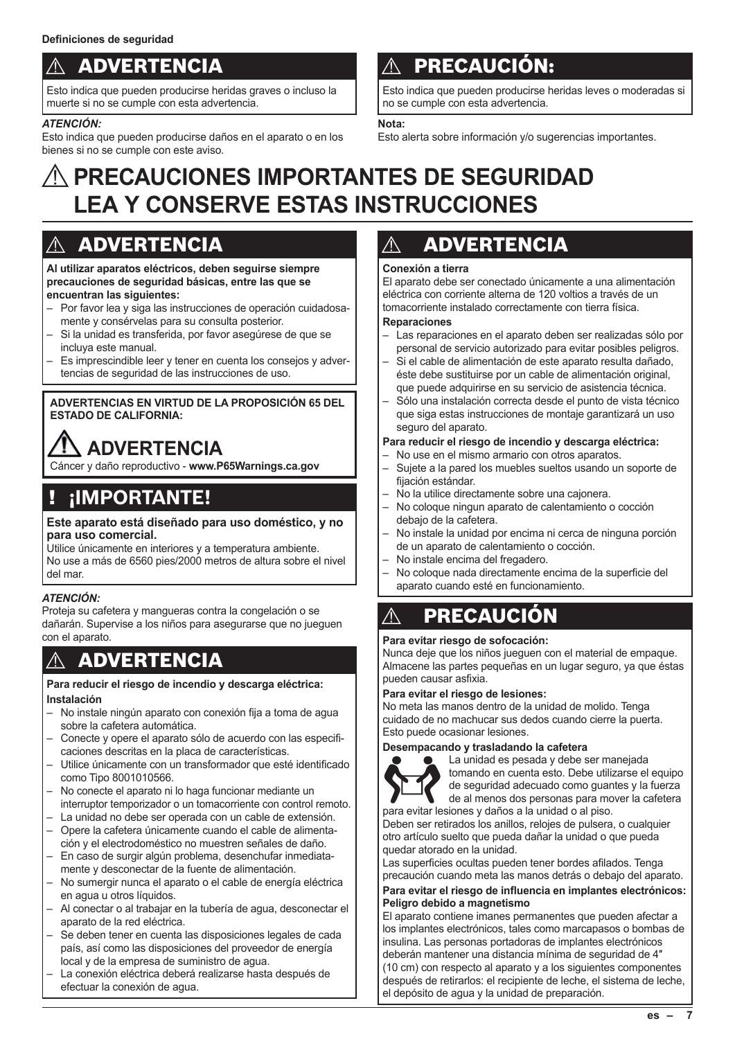**Definiciones de seguridad**

## ⚠ ADVERTENCIA

Esto indica que pueden producirse heridas graves o incluso la muerte si no se cumple con esta advertencia.

***ATENCIÓN:***
Esto indica que pueden producirse daños en el aparato o en los bienes si no se cumple con este aviso.

## ⚠ PRECAUCIÓN:

Esto indica que pueden producirse heridas leves o moderadas si no se cumple con esta advertencia.

**Nota:**
Esto alerta sobre información y/o sugerencias importantes.

# ⚠ PRECAUCIONES IMPORTANTES DE SEGURIDAD LEA Y CONSERVE ESTAS INSTRUCCIONES

## ⚠ ADVERTENCIA

**Al utilizar aparatos eléctricos, deben seguirse siempre precauciones de seguridad básicas, entre las que se encuentran las siguientes:**

- Por favor lea y siga las instrucciones de operación cuidadosamente y consérvelas para su consulta posterior.
- Si la unidad es transferida, por favor asegúrese de que se incluya este manual.
- Es imprescindible leer y tener en cuenta los consejos y advertencias de seguridad de las instrucciones de uso.

**ADVERTENCIAS EN VIRTUD DE LA PROPOSICIÓN 65 DEL ESTADO DE CALIFORNIA:**

## ⚠ ADVERTENCIA

Cáncer y daño reproductivo - **www.P65Warnings.ca.gov**

## ! ¡IMPORTANTE!

**Este aparato está diseñado para uso doméstico, y no para uso comercial.**

Utilice únicamente en interiores y a temperatura ambiente.
No use a más de 6560 pies/2000 metros de altura sobre el nivel del mar.

***ATENCIÓN:***
Proteja su cafetera y mangueras contra la congelación o se dañarán. Supervise a los niños para asegurarse que no jueguen con el aparato.

## ⚠ ADVERTENCIA

**Para reducir el riesgo de incendio y descarga eléctrica:**

**Instalación**

- No instale ningún aparato con conexión fija a toma de agua sobre la cafetera automática.
- Conecte y opere el aparato sólo de acuerdo con las especificaciones descritas en la placa de características.
- Utilice únicamente con un transformador que esté identificado como Tipo 8001010566.
- No conecte el aparato ni lo haga funcionar mediante un interruptor temporizador o un tomacorriente con control remoto.
- La unidad no debe ser operada con un cable de extensión.
- Opere la cafetera únicamente cuando el cable de alimentación y el electrodoméstico no muestren señales de daño.
- En caso de surgir algún problema, desenchufar inmediatamente y desconectar de la fuente de alimentación.
- No sumergir nunca el aparato o el cable de energía eléctrica en agua u otros líquidos.
- Al conectar o al trabajar en la tubería de agua, desconectar el aparato de la red eléctrica.
- Se deben tener en cuenta las disposiciones legales de cada país, así como las disposiciones del proveedor de energía local y de la empresa de suministro de agua.
- La conexión eléctrica deberá realizarse hasta después de efectuar la conexión de agua.

## ⚠ ADVERTENCIA

**Conexión a tierra**

El aparato debe ser conectado únicamente a una alimentación eléctrica con corriente alterna de 120 voltios a través de un tomacorriente instalado correctamente con tierra física.

**Reparaciones**

- Las reparaciones en el aparato deben ser realizadas sólo por personal de servicio autorizado para evitar posibles peligros.
- Si el cable de alimentación de este aparato resulta dañado, éste debe sustituirse por un cable de alimentación original, que puede adquirirse en su servicio de asistencia técnica.
- Sólo una instalación correcta desde el punto de vista técnico que siga estas instrucciones de montaje garantizará un uso seguro del aparato.

**Para reducir el riesgo de incendio y descarga eléctrica:**

- No use en el mismo armario con otros aparatos.
- Sujete a la pared los muebles sueltos usando un soporte de fijación estándar.
- No la utilice directamente sobre una cajonera.
- No coloque ningun aparato de calentamiento o cocción debajo de la cafetera.
- No instale la unidad por encima ni cerca de ninguna porción de un aparato de calentamiento o cocción.
- No instale encima del fregadero.
- No coloque nada directamente encima de la superficie del aparato cuando esté en funcionamiento.

## ⚠ PRECAUCIÓN

**Para evitar riesgo de sofocación:**

Nunca deje que los niños jueguen con el material de empaque. Almacene las partes pequeñas en un lugar seguro, ya que éstas pueden causar asfixia.

**Para evitar el riesgo de lesiones:**

No meta las manos dentro de la unidad de molido. Tenga cuidado de no machucar sus dedos cuando cierre la puerta. Esto puede ocasionar lesiones.

**Desempacando y trasladando la cafetera**

La unidad es pesada y debe ser manejada tomando en cuenta esto. Debe utilizarse el equipo de seguridad adecuado como guantes y la fuerza de al menos dos personas para mover la cafetera para evitar lesiones y daños a la unidad o al piso.

Deben ser retirados los anillos, relojes de pulsera, o cualquier otro artículo suelto que pueda dañar la unidad o que pueda quedar atorado en la unidad.

Las superficies ocultas pueden tener bordes afilados. Tenga precaución cuando meta las manos detrás o debajo del aparato.

**Para evitar el riesgo de influencia en implantes electrónicos: Peligro debido a magnetismo**

El aparato contiene imanes permanentes que pueden afectar a los implantes electrónicos, tales como marcapasos o bombas de insulina. Las personas portadoras de implantes electrónicos deberán mantener una distancia mínima de seguridad de 4″ (10 cm) con respecto al aparato y a los siguientes componentes después de retirarlos: el recipiente de leche, el sistema de leche, el depósito de agua y la unidad de preparación.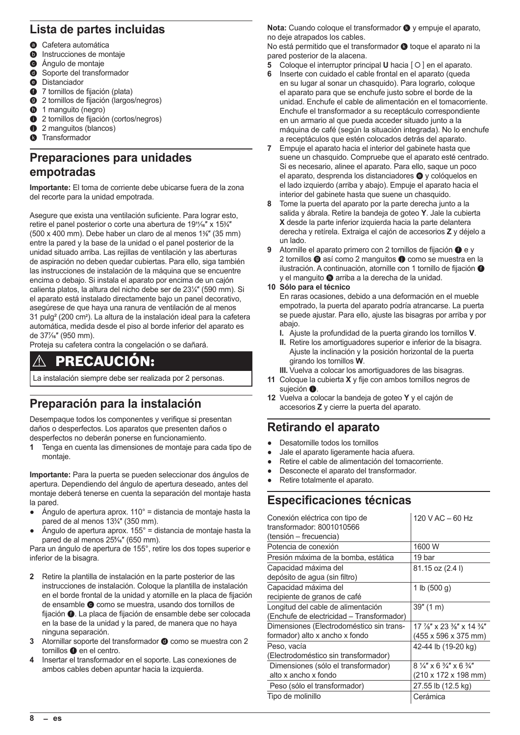## Lista de partes incluidas

- ⓐ Cafetera automática
- ⓑ Instrucciones de montaje
- ⓒ Ángulo de montaje
- ⓓ Soporte del transformador
- ⓔ Distanciador
- ⓕ 7 tornillos de fijación (plata)
- ⓖ 2 tornillos de fijación (largos/negros)
- ⓗ 1 manguito (negro)
- ⓘ 2 tornillos de fijación (cortos/negros)
- ⓙ 2 manguitos (blancos)
- ⓚ Transformador

## Preparaciones para unidades empotradas

**Importante:** El toma de corriente debe ubicarse fuera de la zona del recorte para la unidad empotrada.

Asegure que exista una ventilación suficiente. Para lograr esto, retire el panel posterior o corte una abertura de 19¹¹⁄₁₆″ x 15¾″ (500 x 400 mm). Debe haber un claro de al menos 1⅜″ (35 mm) entre la pared y la base de la unidad o el panel posterior de la unidad situado arriba. Las rejillas de ventilación y las aberturas de aspiración no deben quedar cubiertas. Para ello, siga también las instrucciones de instalación de la máquina que se encuentre encima o debajo. Si instala el aparato por encima de un cajón calienta platos, la altura del nicho debe ser de 23¼″ (590 mm). Si el aparato está instalado directamente bajo un panel decorativo, asegúrese de que haya una ranura de ventilación de al menos 31 pulg² (200 cm²). La altura de la instalación ideal para la cafetera automática, medida desde el piso al borde inferior del aparato es de 37⁷⁄₁₆″ (950 mm).

Proteja su cafetera contra la congelación o se dañará.

## ⚠ PRECAUCIÓN:

La instalación siempre debe ser realizada por 2 personas.

## Preparación para la instalación

Desempaque todos los componentes y verifique si presentan daños o desperfectos. Los aparatos que presenten daños o desperfectos no deberán ponerse en funcionamiento.

1 Tenga en cuenta las dimensiones de montaje para cada tipo de montaje.

**Importante:** Para la puerta se pueden seleccionar dos ángulos de apertura. Dependiendo del ángulo de apertura deseado, antes del montaje deberá tenerse en cuenta la separación del montaje hasta la pared.

- Ángulo de apertura aprox. 110° = distancia de montaje hasta la pared de al menos 13¾″ (350 mm).
- Ángulo de apertura aprox. 155° = distancia de montaje hasta la pared de al menos 25⁹⁄₁₆″ (650 mm).

Para un ángulo de apertura de 155°, retire los dos topes superior e inferior de la bisagra.

2 Retire la plantilla de instalación en la parte posterior de las instrucciones de instalación. Coloque la plantilla de instalación en el borde frontal de la unidad y atornille en la placa de fijación de ensamble ⓒ como se muestra, usando dos tornillos de fijación ⓕ. La placa de fijación de ensamble debe ser colocada en la base de la unidad y la pared, de manera que no haya ninguna separación.

3 Atornillar soporte del transformador ⓓ como se muestra con 2 tornillos ⓕ en el centro.

4 Insertar el transformador en el soporte. Las conexiones de ambos cables deben apuntar hacia la izquierda.

**Nota:** Cuando coloque el transformador ⓚ y empuje el aparato, no deje atrapados los cables.

No está permitido que el transformador ⓚ toque el aparato ni la pared posterior de la alacena.

5 Coloque el interruptor principal **U** hacia [ O ] en el aparato.

6 Inserte con cuidado el cable frontal en el aparato (queda en su lugar al sonar un chasquido). Para lograrlo, coloque el aparato para que se enchufe justo sobre el borde de la unidad. Enchufe el cable de alimentación en el tomacorriente. Enchufe el transformador a su receptáculo correspondiente en un armario al que pueda acceder situado junto a la máquina de café (según la situación integrada). No lo enchufe a receptáculos que estén colocados detrás del aparato.

7 Empuje el aparato hacia el interior del gabinete hasta que suene un chasquido. Compruebe que el aparato esté centrado. Si es necesario, alinee el aparato. Para ello, saque un poco el aparato, desprenda los distanciadores ⓔ y colóquelos en el lado izquierdo (arriba y abajo). Empuje el aparato hacia el interior del gabinete hasta que suene un chasquido.

8 Tome la puerta del aparato por la parte derecha junto a la salida y ábrala. Retire la bandeja de goteo **Y**. Jale la cubierta **X** desde la parte inferior izquierda hacia la parte delantera derecha y retírela. Extraiga el cajón de accesorios **Z** y déjelo a un lado.

9 Atornille el aparato primero con 2 tornillos de fijación ⓕ e y 2 tornillos ⓖ así como 2 manguitos ⓙ como se muestra en la ilustración. A continuación, atornille con 1 tornillo de fijación ⓕ y el manguito ⓗ arriba a la derecha de la unidad.

10 **Sólo para el técnico**

En raras ocasiones, debido a una deformación en el mueble empotrado, la puerta del aparato podría atrancarse. La puerta se puede ajustar. Para ello, ajuste las bisagras por arriba y por abajo.

**I.** Ajuste la profundidad de la puerta girando los tornillos **V**.

**II.** Retire los amortiguadores superior e inferior de la bisagra. Ajuste la inclinación y la posición horizontal de la puerta girando los tornillos **W**.

**III.** Vuelva a colocar los amortiguadores de las bisagras.

11 Coloque la cubierta **X** y fije con ambos tornillos negros de sujeción ⓘ.

12 Vuelva a colocar la bandeja de goteo **Y** y el cajón de accesorios **Z** y cierre la puerta del aparato.

## Retirando el aparato

- Desatornille todos los tornillos
- Jale el aparato ligeramente hacia afuera.
- Retire el cable de alimentación del tomacorriente.
- Desconecte el aparato del transformador.
- Retire totalmente el aparato.

## Especificaciones técnicas

| | |
|---|---|
| Conexión eléctrica con tipo de transformador: 8001010566 (tensión – frecuencia) | 120 V AC – 60 Hz |
| Potencia de conexión | 1600 W |
| Presión máxima de la bomba, estática | 19 bar |
| Capacidad máxima del depósito de agua (sin filtro) | 81.15 oz (2.4 l) |
| Capacidad máxima del recipiente de granos de café | 1 lb (500 g) |
| Longitud del cable de alimentación (Enchufe de electricidad – Transformador) | 39″ (1 m) |
| Dimensiones (Electrodoméstico sin transformador) alto x ancho x fondo | 17 ⅞″ x 23 ⅜″ x 14 ¾″ (455 x 596 x 375 mm) |
| Peso, vacía (Electrodoméstico sin transformador) | 42-44 lb (19-20 kg) |
| Dimensiones (sólo el transformador) alto x ancho x fondo | 8 ¼″ x 6 ¾″ x 6 ¾″ (210 x 172 x 198 mm) |
| Peso (sólo el transformador) | 27.55 lb (12.5 kg) |
| Tipo de molinillo | Cerámica |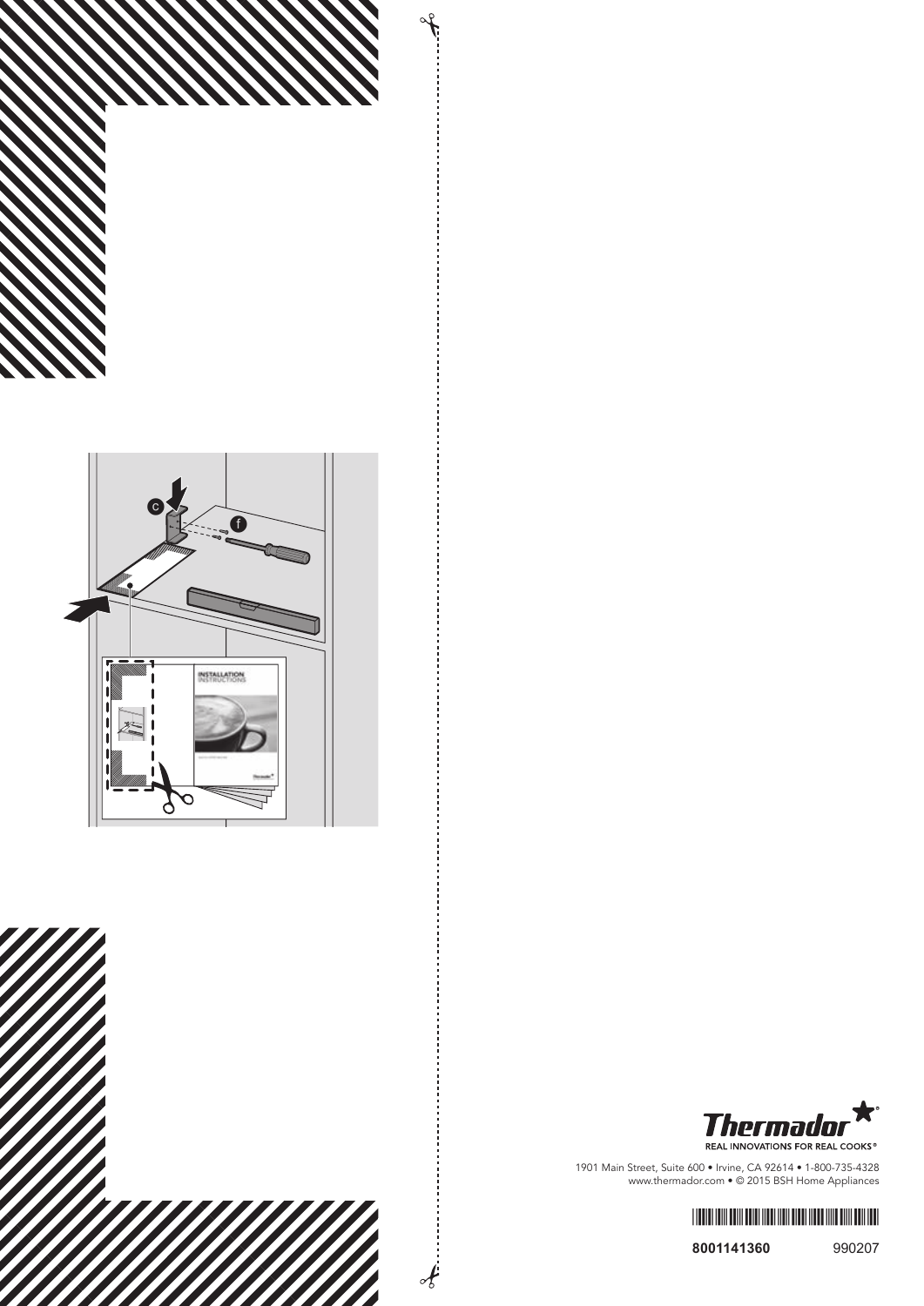Thermador
REAL INNOVATIONS FOR REAL COOKS®

1901 Main Street, Suite 600 • Irvine, CA 92614 • 1-800-735-4328
www.thermador.com • © 2015 BSH Home Appliances

**8001141360** 990207